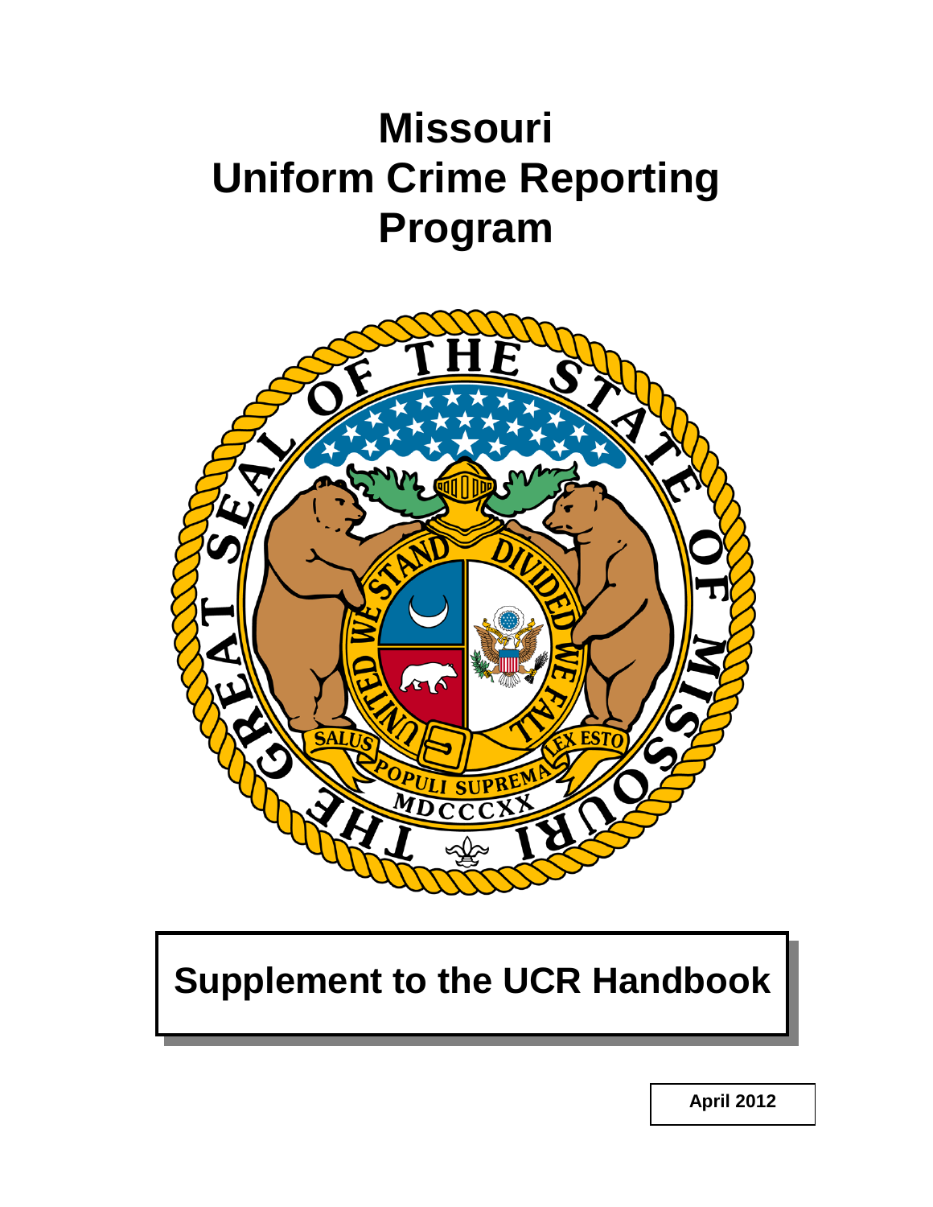# Missouri Uniform Crime Reporting Program

## Supplement to the UCR Handbook

April 2012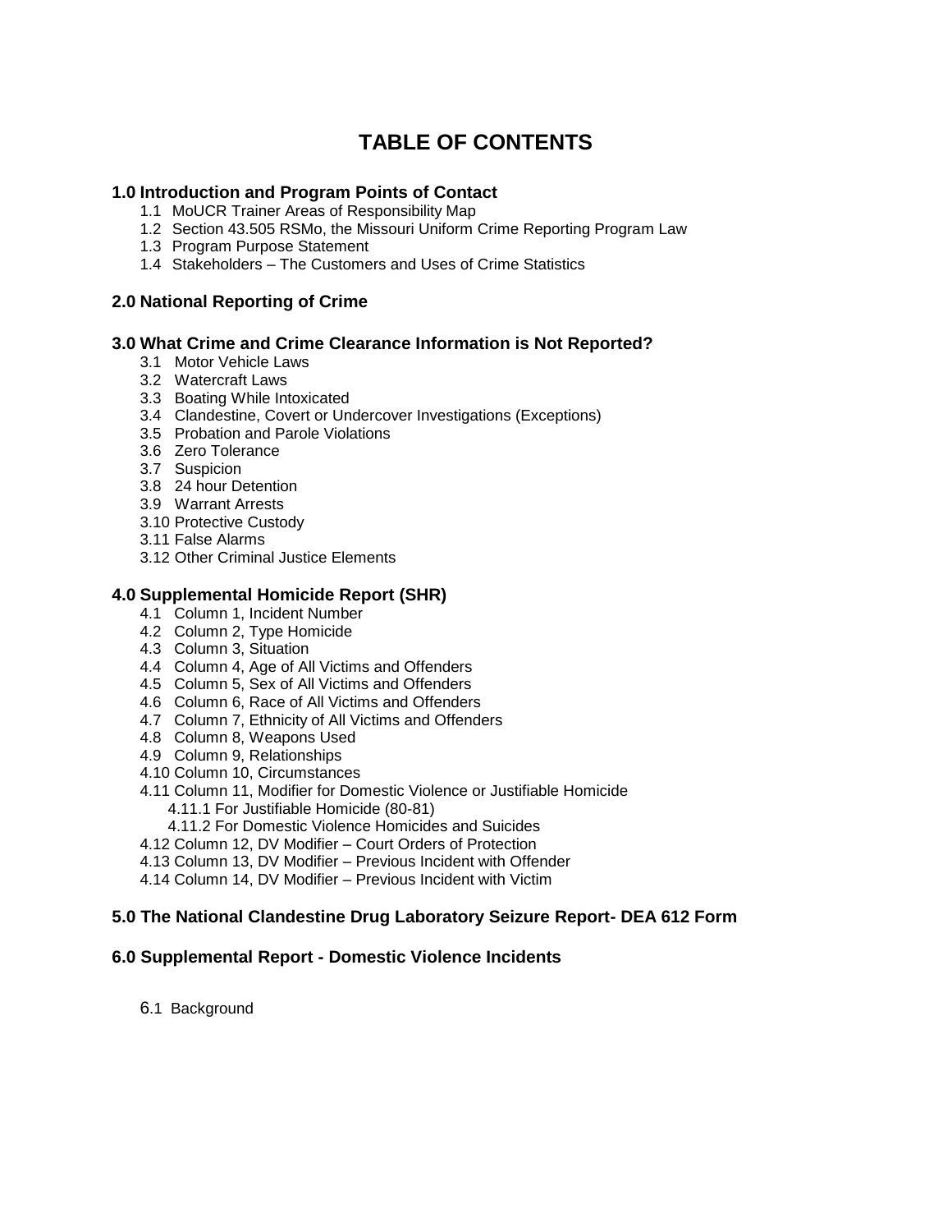# TABLE OF CONTENTS

**1.0 Introduction and Program Points of Contact**

- 1.1 MoUCR Trainer Areas of Responsibility Map
- 1.2 Section 43.505 RSMo, the Missouri Uniform Crime Reporting Program Law
- 1.3 Program Purpose Statement
- 1.4 Stakeholders – The Customers and Uses of Crime Statistics

**2.0 National Reporting of Crime**

**3.0 What Crime and Crime Clearance Information is Not Reported?**

- 3.1 Motor Vehicle Laws
- 3.2 Watercraft Laws
- 3.3 Boating While Intoxicated
- 3.4 Clandestine, Covert or Undercover Investigations (Exceptions)
- 3.5 Probation and Parole Violations
- 3.6 Zero Tolerance
- 3.7 Suspicion
- 3.8 24 hour Detention
- 3.9 Warrant Arrests
- 3.10 Protective Custody
- 3.11 False Alarms
- 3.12 Other Criminal Justice Elements

**4.0 Supplemental Homicide Report (SHR)**

- 4.1 Column 1, Incident Number
- 4.2 Column 2, Type Homicide
- 4.3 Column 3, Situation
- 4.4 Column 4, Age of All Victims and Offenders
- 4.5 Column 5, Sex of All Victims and Offenders
- 4.6 Column 6, Race of All Victims and Offenders
- 4.7 Column 7, Ethnicity of All Victims and Offenders
- 4.8 Column 8, Weapons Used
- 4.9 Column 9, Relationships
- 4.10 Column 10, Circumstances
- 4.11 Column 11, Modifier for Domestic Violence or Justifiable Homicide
  - 4.11.1 For Justifiable Homicide (80-81)
  - 4.11.2 For Domestic Violence Homicides and Suicides
- 4.12 Column 12, DV Modifier – Court Orders of Protection
- 4.13 Column 13, DV Modifier – Previous Incident with Offender
- 4.14 Column 14, DV Modifier – Previous Incident with Victim

**5.0 The National Clandestine Drug Laboratory Seizure Report- DEA 612 Form**

**6.0 Supplemental Report - Domestic Violence Incidents**

- 6.1 Background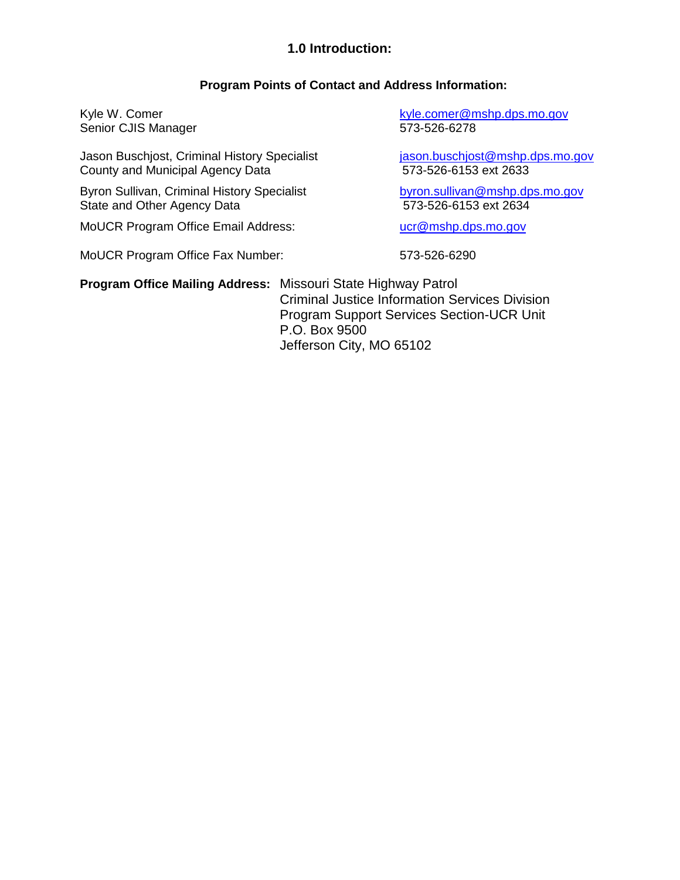# 1.0 Introduction:

### Program Points of Contact and Address Information:

| | |
|---|---|
| Kyle W. Comer<br>Senior CJIS Manager | kyle.comer@mshp.dps.mo.gov<br>573-526-6278 |
| Jason Buschjost, Criminal History Specialist<br>County and Municipal Agency Data | jason.buschjost@mshp.dps.mo.gov<br>573-526-6153 ext 2633 |
| Byron Sullivan, Criminal History Specialist<br>State and Other Agency Data | byron.sullivan@mshp.dps.mo.gov<br>573-526-6153 ext 2634 |
| MoUCR Program Office Email Address: | ucr@mshp.dps.mo.gov |
| MoUCR Program Office Fax Number: | 573-526-6290 |

**Program Office Mailing Address:** Missouri State Highway Patrol
Criminal Justice Information Services Division
Program Support Services Section-UCR Unit
P.O. Box 9500
Jefferson City, MO 65102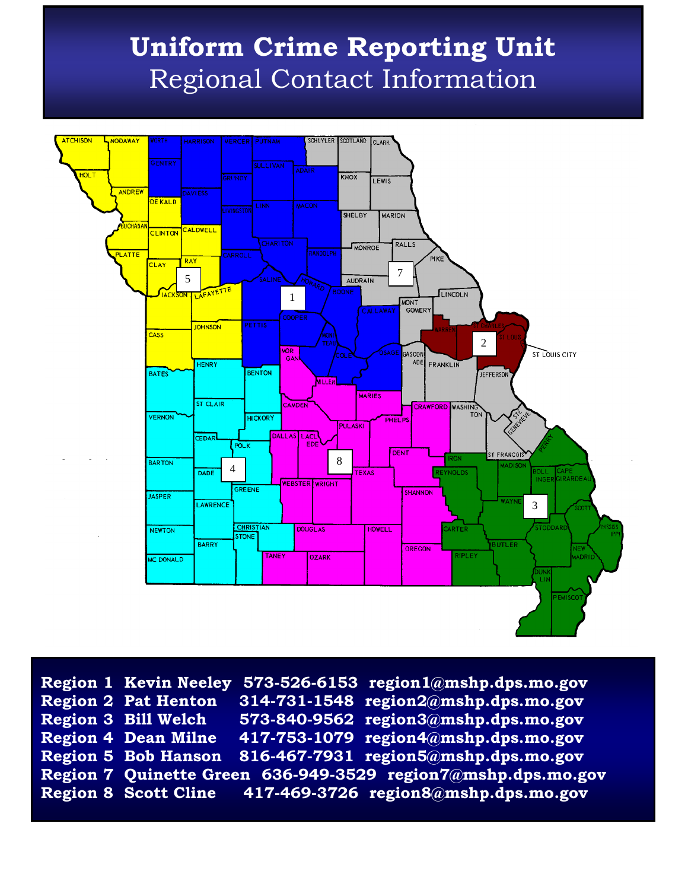# Uniform Crime Reporting Unit
## Regional Contact Information

| Region | Contact | Phone | Email |
|---|---|---|---|
| Region 1 | Kevin Neeley | 573-526-6153 | region1@mshp.dps.mo.gov |
| Region 2 | Pat Henton | 314-731-1548 | region2@mshp.dps.mo.gov |
| Region 3 | Bill Welch | 573-840-9562 | region3@mshp.dps.mo.gov |
| Region 4 | Dean Milne | 417-753-1079 | region4@mshp.dps.mo.gov |
| Region 5 | Bob Hanson | 816-467-7931 | region5@mshp.dps.mo.gov |
| Region 7 | Quinette Green | 636-949-3529 | region7@mshp.dps.mo.gov |
| Region 8 | Scott Cline | 417-469-3726 | region8@mshp.dps.mo.gov |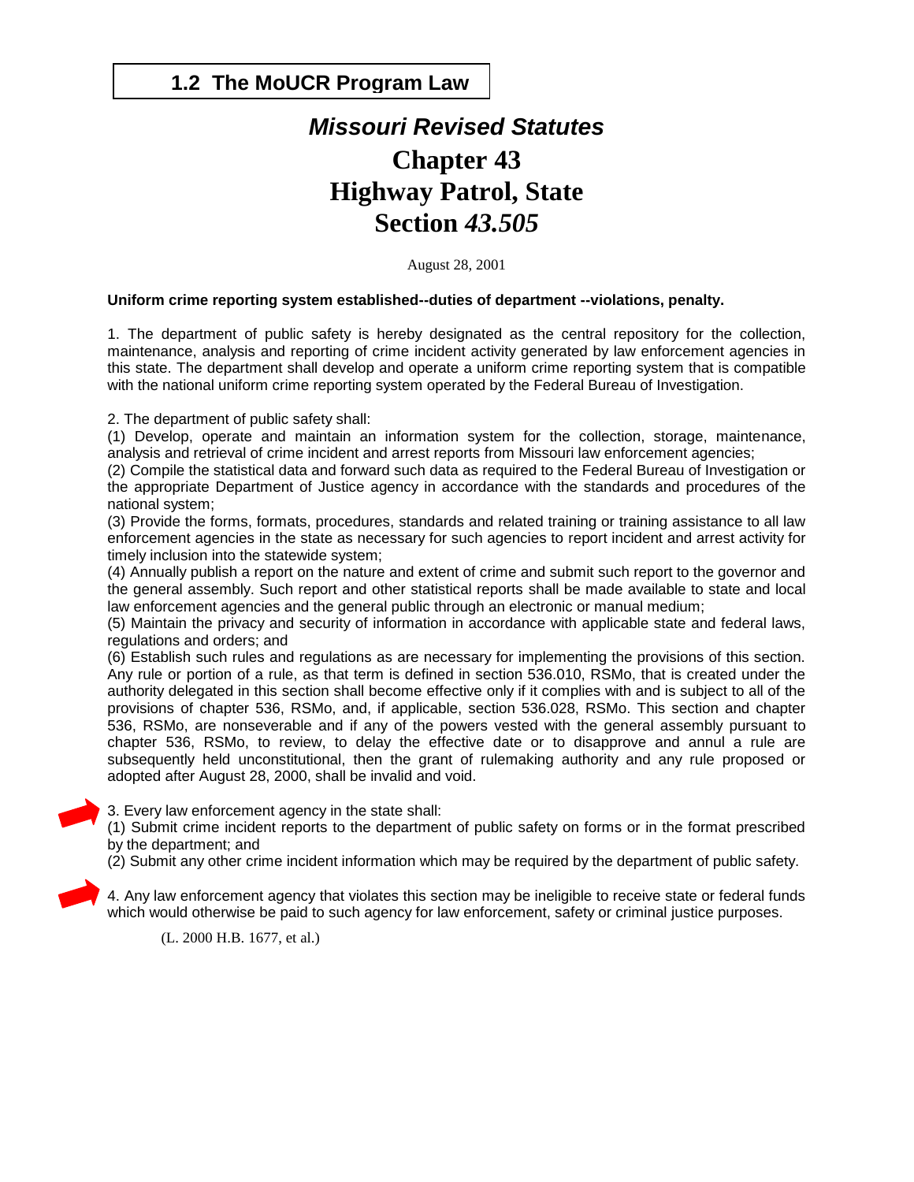## 1.2 The MoUCR Program Law

# *Missouri Revised Statutes*

# Chapter 43

# Highway Patrol, State

# Section *43.505*

August 28, 2001

**Uniform crime reporting system established--duties of department --violations, penalty.**

1. The department of public safety is hereby designated as the central repository for the collection, maintenance, analysis and reporting of crime incident activity generated by law enforcement agencies in this state. The department shall develop and operate a uniform crime reporting system that is compatible with the national uniform crime reporting system operated by the Federal Bureau of Investigation.

2. The department of public safety shall:

(1) Develop, operate and maintain an information system for the collection, storage, maintenance, analysis and retrieval of crime incident and arrest reports from Missouri law enforcement agencies;

(2) Compile the statistical data and forward such data as required to the Federal Bureau of Investigation or the appropriate Department of Justice agency in accordance with the standards and procedures of the national system;

(3) Provide the forms, formats, procedures, standards and related training or training assistance to all law enforcement agencies in the state as necessary for such agencies to report incident and arrest activity for timely inclusion into the statewide system;

(4) Annually publish a report on the nature and extent of crime and submit such report to the governor and the general assembly. Such report and other statistical reports shall be made available to state and local law enforcement agencies and the general public through an electronic or manual medium;

(5) Maintain the privacy and security of information in accordance with applicable state and federal laws, regulations and orders; and

(6) Establish such rules and regulations as are necessary for implementing the provisions of this section. Any rule or portion of a rule, as that term is defined in section 536.010, RSMo, that is created under the authority delegated in this section shall become effective only if it complies with and is subject to all of the provisions of chapter 536, RSMo, and, if applicable, section 536.028, RSMo. This section and chapter 536, RSMo, are nonseverable and if any of the powers vested with the general assembly pursuant to chapter 536, RSMo, to review, to delay the effective date or to disapprove and annul a rule are subsequently held unconstitutional, then the grant of rulemaking authority and any rule proposed or adopted after August 28, 2000, shall be invalid and void.

3. Every law enforcement agency in the state shall:

(1) Submit crime incident reports to the department of public safety on forms or in the format prescribed by the department; and

(2) Submit any other crime incident information which may be required by the department of public safety.

4. Any law enforcement agency that violates this section may be ineligible to receive state or federal funds which would otherwise be paid to such agency for law enforcement, safety or criminal justice purposes.

(L. 2000 H.B. 1677, et al.)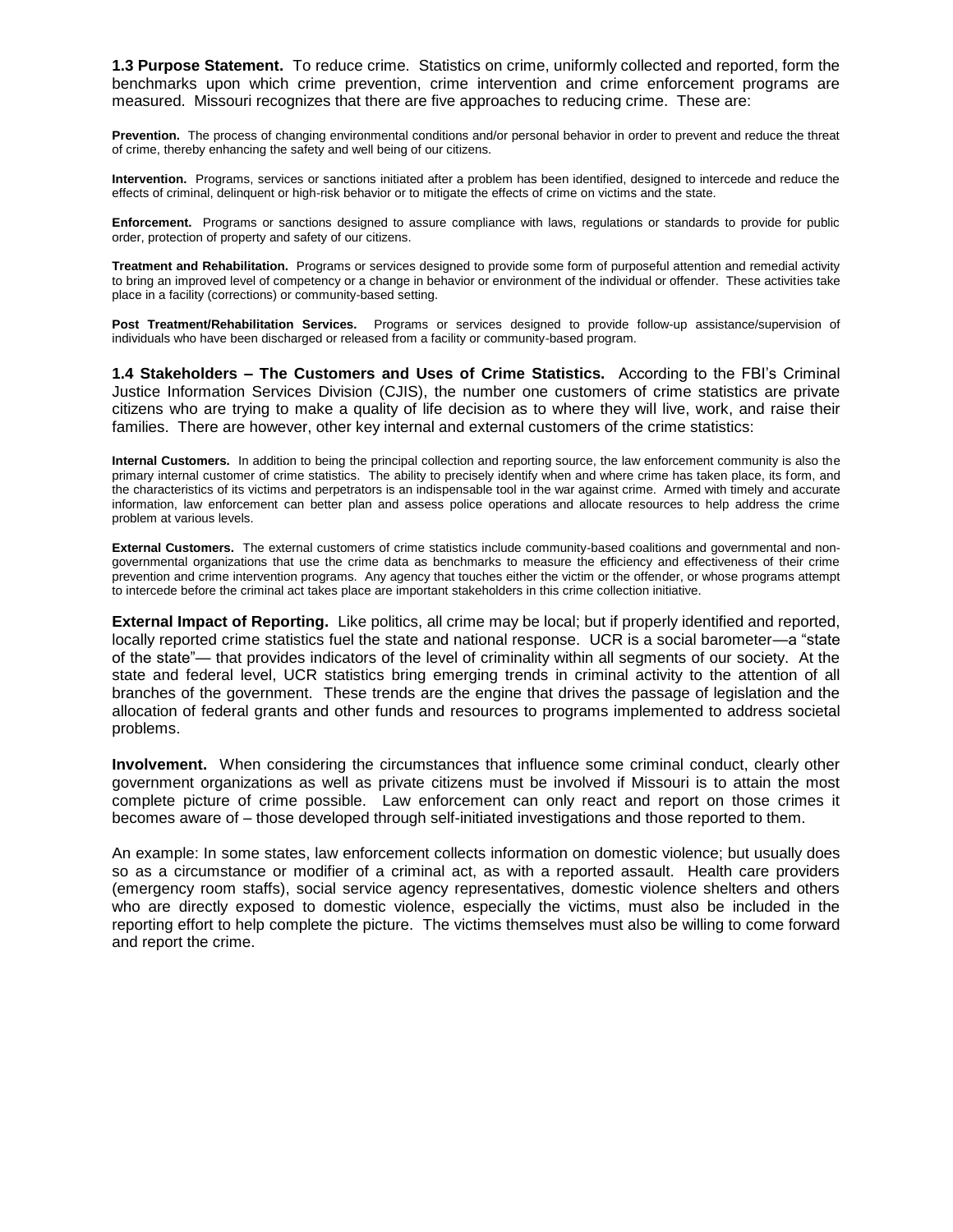**1.3 Purpose Statement.** To reduce crime. Statistics on crime, uniformly collected and reported, form the benchmarks upon which crime prevention, crime intervention and crime enforcement programs are measured. Missouri recognizes that there are five approaches to reducing crime. These are:

**Prevention.** The process of changing environmental conditions and/or personal behavior in order to prevent and reduce the threat of crime, thereby enhancing the safety and well being of our citizens.

**Intervention.** Programs, services or sanctions initiated after a problem has been identified, designed to intercede and reduce the effects of criminal, delinquent or high-risk behavior or to mitigate the effects of crime on victims and the state.

**Enforcement.** Programs or sanctions designed to assure compliance with laws, regulations or standards to provide for public order, protection of property and safety of our citizens.

**Treatment and Rehabilitation.** Programs or services designed to provide some form of purposeful attention and remedial activity to bring an improved level of competency or a change in behavior or environment of the individual or offender. These activities take place in a facility (corrections) or community-based setting.

**Post Treatment/Rehabilitation Services.** Programs or services designed to provide follow-up assistance/supervision of individuals who have been discharged or released from a facility or community-based program.

**1.4 Stakeholders – The Customers and Uses of Crime Statistics.** According to the FBI's Criminal Justice Information Services Division (CJIS), the number one customers of crime statistics are private citizens who are trying to make a quality of life decision as to where they will live, work, and raise their families. There are however, other key internal and external customers of the crime statistics:

**Internal Customers.** In addition to being the principal collection and reporting source, the law enforcement community is also the primary internal customer of crime statistics. The ability to precisely identify when and where crime has taken place, its form, and the characteristics of its victims and perpetrators is an indispensable tool in the war against crime. Armed with timely and accurate information, law enforcement can better plan and assess police operations and allocate resources to help address the crime problem at various levels.

**External Customers.** The external customers of crime statistics include community-based coalitions and governmental and non-governmental organizations that use the crime data as benchmarks to measure the efficiency and effectiveness of their crime prevention and crime intervention programs. Any agency that touches either the victim or the offender, or whose programs attempt to intercede before the criminal act takes place are important stakeholders in this crime collection initiative.

**External Impact of Reporting.** Like politics, all crime may be local; but if properly identified and reported, locally reported crime statistics fuel the state and national response. UCR is a social barometer—a "state of the state"— that provides indicators of the level of criminality within all segments of our society. At the state and federal level, UCR statistics bring emerging trends in criminal activity to the attention of all branches of the government. These trends are the engine that drives the passage of legislation and the allocation of federal grants and other funds and resources to programs implemented to address societal problems.

**Involvement.** When considering the circumstances that influence some criminal conduct, clearly other government organizations as well as private citizens must be involved if Missouri is to attain the most complete picture of crime possible. Law enforcement can only react and report on those crimes it becomes aware of – those developed through self-initiated investigations and those reported to them.

An example: In some states, law enforcement collects information on domestic violence; but usually does so as a circumstance or modifier of a criminal act, as with a reported assault. Health care providers (emergency room staffs), social service agency representatives, domestic violence shelters and others who are directly exposed to domestic violence, especially the victims, must also be included in the reporting effort to help complete the picture. The victims themselves must also be willing to come forward and report the crime.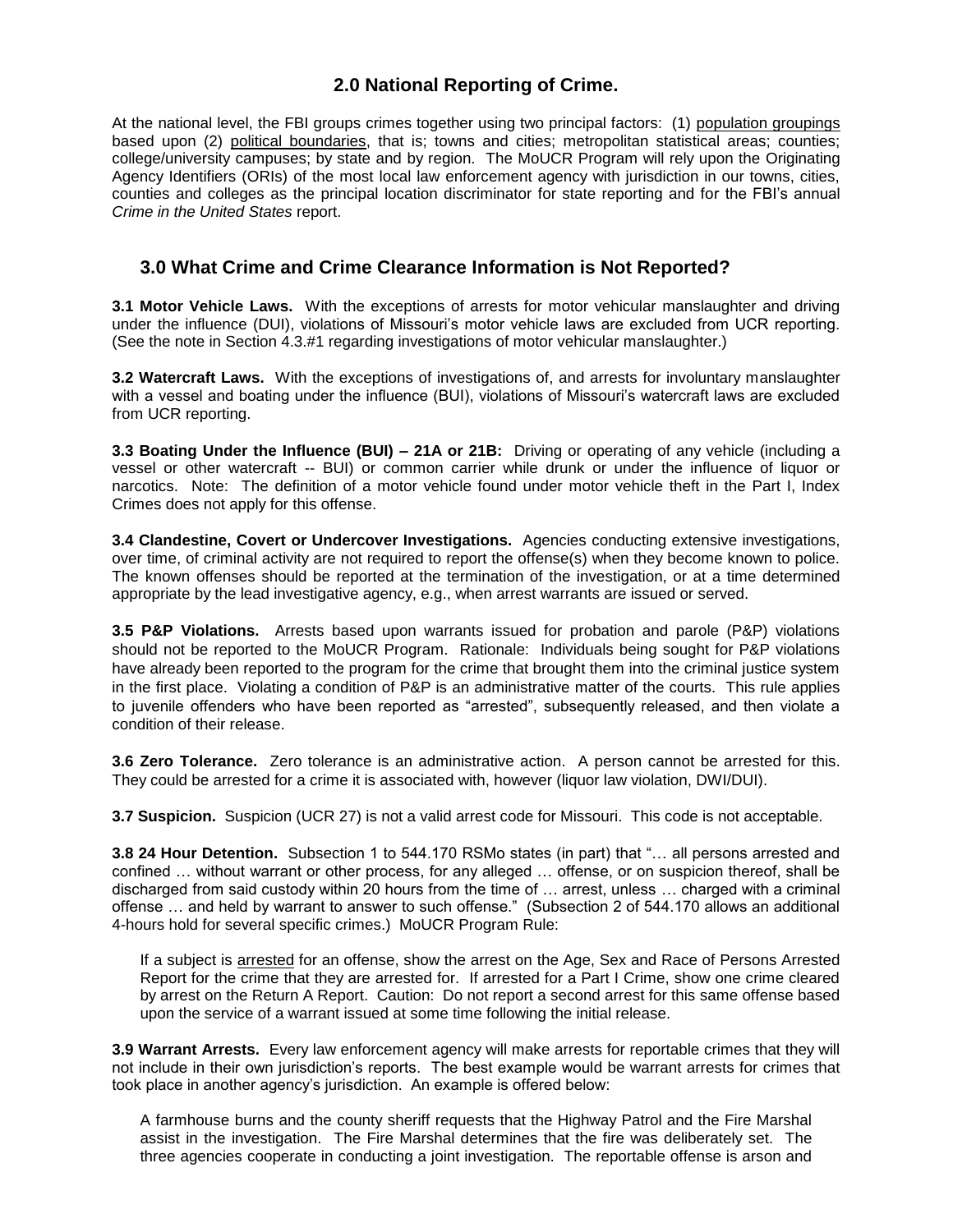## 2.0 National Reporting of Crime.

At the national level, the FBI groups crimes together using two principal factors: (1) population groupings based upon (2) political boundaries, that is; towns and cities; metropolitan statistical areas; counties; college/university campuses; by state and by region. The MoUCR Program will rely upon the Originating Agency Identifiers (ORIs) of the most local law enforcement agency with jurisdiction in our towns, cities, counties and colleges as the principal location discriminator for state reporting and for the FBI's annual *Crime in the United States* report.

## 3.0 What Crime and Crime Clearance Information is Not Reported?

**3.1 Motor Vehicle Laws.** With the exceptions of arrests for motor vehicular manslaughter and driving under the influence (DUI), violations of Missouri's motor vehicle laws are excluded from UCR reporting. (See the note in Section 4.3.#1 regarding investigations of motor vehicular manslaughter.)

**3.2 Watercraft Laws.** With the exceptions of investigations of, and arrests for involuntary manslaughter with a vessel and boating under the influence (BUI), violations of Missouri's watercraft laws are excluded from UCR reporting.

**3.3 Boating Under the Influence (BUI) – 21A or 21B:** Driving or operating of any vehicle (including a vessel or other watercraft -- BUI) or common carrier while drunk or under the influence of liquor or narcotics. Note: The definition of a motor vehicle found under motor vehicle theft in the Part I, Index Crimes does not apply for this offense.

**3.4 Clandestine, Covert or Undercover Investigations.** Agencies conducting extensive investigations, over time, of criminal activity are not required to report the offense(s) when they become known to police. The known offenses should be reported at the termination of the investigation, or at a time determined appropriate by the lead investigative agency, e.g., when arrest warrants are issued or served.

**3.5 P&P Violations.** Arrests based upon warrants issued for probation and parole (P&P) violations should not be reported to the MoUCR Program. Rationale: Individuals being sought for P&P violations have already been reported to the program for the crime that brought them into the criminal justice system in the first place. Violating a condition of P&P is an administrative matter of the courts. This rule applies to juvenile offenders who have been reported as "arrested", subsequently released, and then violate a condition of their release.

**3.6 Zero Tolerance.** Zero tolerance is an administrative action. A person cannot be arrested for this. They could be arrested for a crime it is associated with, however (liquor law violation, DWI/DUI).

**3.7 Suspicion.** Suspicion (UCR 27) is not a valid arrest code for Missouri. This code is not acceptable.

**3.8 24 Hour Detention.** Subsection 1 to 544.170 RSMo states (in part) that "… all persons arrested and confined … without warrant or other process, for any alleged … offense, or on suspicion thereof, shall be discharged from said custody within 20 hours from the time of … arrest, unless … charged with a criminal offense … and held by warrant to answer to such offense." (Subsection 2 of 544.170 allows an additional 4-hours hold for several specific crimes.) MoUCR Program Rule:

> If a subject is arrested for an offense, show the arrest on the Age, Sex and Race of Persons Arrested Report for the crime that they are arrested for. If arrested for a Part I Crime, show one crime cleared by arrest on the Return A Report. Caution: Do not report a second arrest for this same offense based upon the service of a warrant issued at some time following the initial release.

**3.9 Warrant Arrests.** Every law enforcement agency will make arrests for reportable crimes that they will not include in their own jurisdiction's reports. The best example would be warrant arrests for crimes that took place in another agency's jurisdiction. An example is offered below:

> A farmhouse burns and the county sheriff requests that the Highway Patrol and the Fire Marshal assist in the investigation. The Fire Marshal determines that the fire was deliberately set. The three agencies cooperate in conducting a joint investigation. The reportable offense is arson and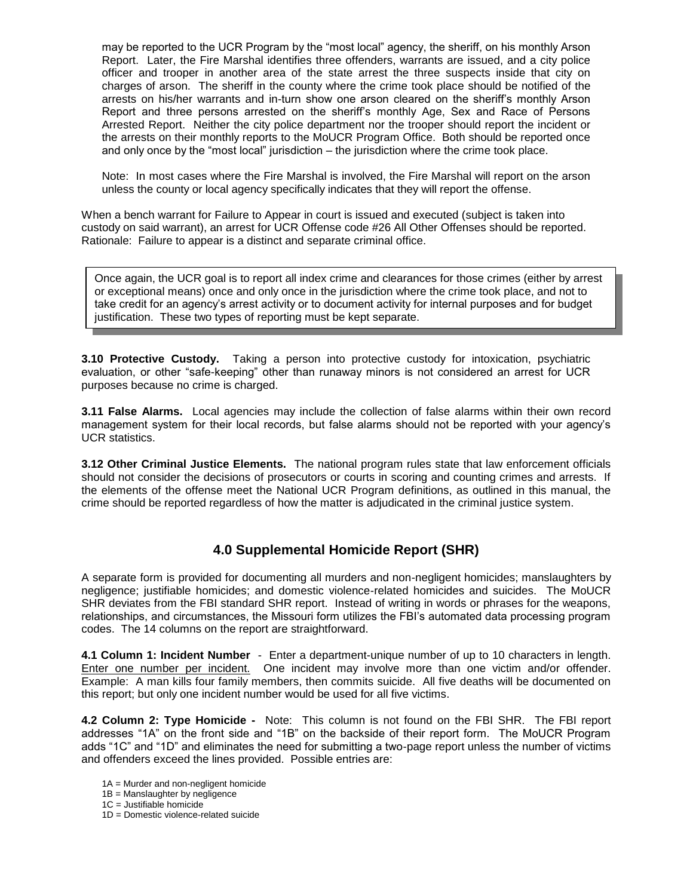may be reported to the UCR Program by the "most local" agency, the sheriff, on his monthly Arson Report. Later, the Fire Marshal identifies three offenders, warrants are issued, and a city police officer and trooper in another area of the state arrest the three suspects inside that city on charges of arson. The sheriff in the county where the crime took place should be notified of the arrests on his/her warrants and in-turn show one arson cleared on the sheriff's monthly Arson Report and three persons arrested on the sheriff's monthly Age, Sex and Race of Persons Arrested Report. Neither the city police department nor the trooper should report the incident or the arrests on their monthly reports to the MoUCR Program Office. Both should be reported once and only once by the "most local" jurisdiction – the jurisdiction where the crime took place.

Note: In most cases where the Fire Marshal is involved, the Fire Marshal will report on the arson unless the county or local agency specifically indicates that they will report the offense.

When a bench warrant for Failure to Appear in court is issued and executed (subject is taken into custody on said warrant), an arrest for UCR Offense code #26 All Other Offenses should be reported. Rationale: Failure to appear is a distinct and separate criminal office.

> Once again, the UCR goal is to report all index crime and clearances for those crimes (either by arrest or exceptional means) once and only once in the jurisdiction where the crime took place, and not to take credit for an agency's arrest activity or to document activity for internal purposes and for budget justification. These two types of reporting must be kept separate.

**3.10 Protective Custody.** Taking a person into protective custody for intoxication, psychiatric evaluation, or other "safe-keeping" other than runaway minors is not considered an arrest for UCR purposes because no crime is charged.

**3.11 False Alarms.** Local agencies may include the collection of false alarms within their own record management system for their local records, but false alarms should not be reported with your agency's UCR statistics.

**3.12 Other Criminal Justice Elements.** The national program rules state that law enforcement officials should not consider the decisions of prosecutors or courts in scoring and counting crimes and arrests. If the elements of the offense meet the National UCR Program definitions, as outlined in this manual, the crime should be reported regardless of how the matter is adjudicated in the criminal justice system.

## 4.0 Supplemental Homicide Report (SHR)

A separate form is provided for documenting all murders and non-negligent homicides; manslaughters by negligence; justifiable homicides; and domestic violence-related homicides and suicides. The MoUCR SHR deviates from the FBI standard SHR report. Instead of writing in words or phrases for the weapons, relationships, and circumstances, the Missouri form utilizes the FBI's automated data processing program codes. The 14 columns on the report are straightforward.

**4.1 Column 1: Incident Number** - Enter a department-unique number of up to 10 characters in length. Enter one number per incident. One incident may involve more than one victim and/or offender. Example: A man kills four family members, then commits suicide. All five deaths will be documented on this report; but only one incident number would be used for all five victims.

**4.2 Column 2: Type Homicide -** Note: This column is not found on the FBI SHR. The FBI report addresses "1A" on the front side and "1B" on the backside of their report form. The MoUCR Program adds "1C" and "1D" and eliminates the need for submitting a two-page report unless the number of victims and offenders exceed the lines provided. Possible entries are:

1A = Murder and non-negligent homicide
1B = Manslaughter by negligence
1C = Justifiable homicide
1D = Domestic violence-related suicide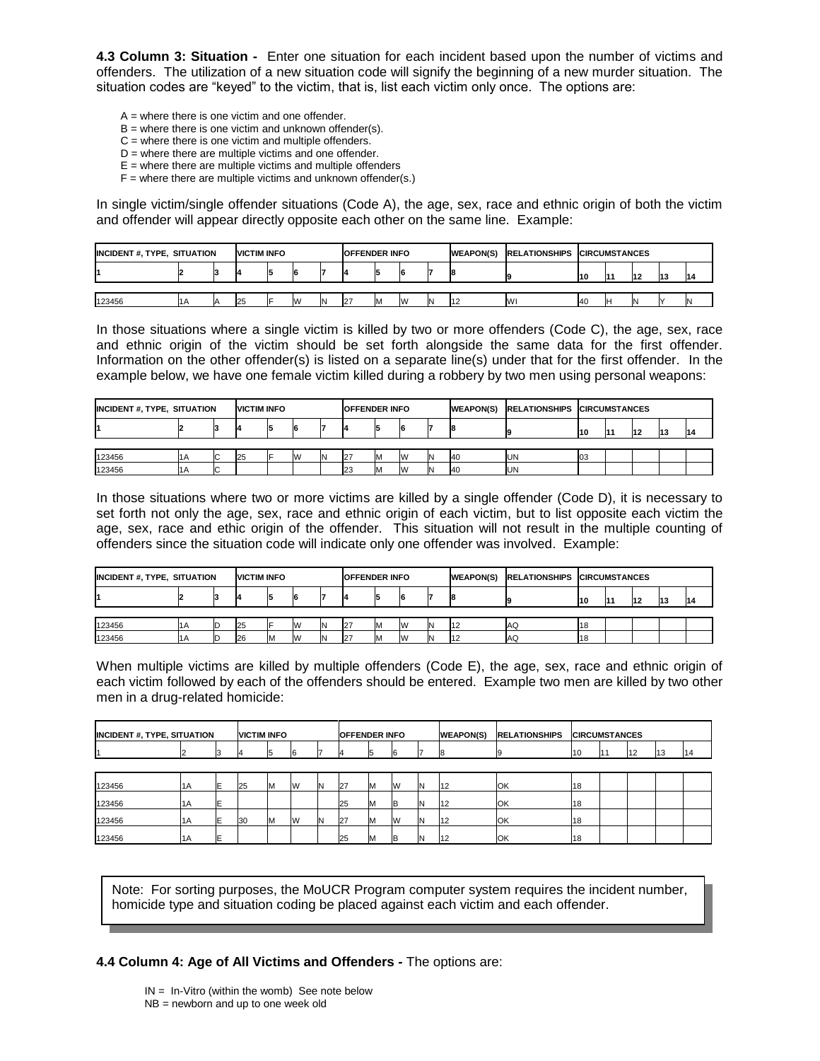**4.3 Column 3: Situation -** Enter one situation for each incident based upon the number of victims and offenders. The utilization of a new situation code will signify the beginning of a new murder situation. The situation codes are "keyed" to the victim, that is, list each victim only once. The options are:

- A = where there is one victim and one offender.
- B = where there is one victim and unknown offender(s).
- C = where there is one victim and multiple offenders.
- D = where there are multiple victims and one offender.
- E = where there are multiple victims and multiple offenders
- F = where there are multiple victims and unknown offender(s.)

In single victim/single offender situations (Code A), the age, sex, race and ethnic origin of both the victim and offender will appear directly opposite each other on the same line. Example:

| INCIDENT #, TYPE, SITUATION | | | VICTIM INFO | | | | OFFENDER INFO | | | | WEAPON(S) | RELATIONSHIPS | CIRCUMSTANCES | | | | |
|---|---|---|---|---|---|---|---|---|---|---|---|---|---|---|---|---|---|
| 1 | 2 | 3 | 4 | 5 | 6 | 7 | 4 | 5 | 6 | 7 | 8 | 9 | 10 | 11 | 12 | 13 | 14 |
| 123456 | 1A | A | 25 | F | W | N | 27 | M | W | N | 12 | WI | 40 | H | N | Y | N |

In those situations where a single victim is killed by two or more offenders (Code C), the age, sex, race and ethnic origin of the victim should be set forth alongside the same data for the first offender. Information on the other offender(s) is listed on a separate line(s) under that for the first offender. In the example below, we have one female victim killed during a robbery by two men using personal weapons:

| INCIDENT #, TYPE, SITUATION | | | VICTIM INFO | | | | OFFENDER INFO | | | | WEAPON(S) | RELATIONSHIPS | CIRCUMSTANCES | | | | |
|---|---|---|---|---|---|---|---|---|---|---|---|---|---|---|---|---|---|
| 1 | 2 | 3 | 4 | 5 | 6 | 7 | 4 | 5 | 6 | 7 | 8 | 9 | 10 | 11 | 12 | 13 | 14 |
| 123456 | 1A | C | 25 | F | W | N | 27 | M | W | N | 40 | UN | 03 | | | | |
| 123456 | 1A | C | | | | | 23 | M | W | N | 40 | UN | | | | | |

In those situations where two or more victims are killed by a single offender (Code D), it is necessary to set forth not only the age, sex, race and ethnic origin of each victim, but to list opposite each victim the age, sex, race and ethic origin of the offender. This situation will not result in the multiple counting of offenders since the situation code will indicate only one offender was involved. Example:

| INCIDENT #, TYPE, SITUATION | | | VICTIM INFO | | | | OFFENDER INFO | | | | WEAPON(S) | RELATIONSHIPS | CIRCUMSTANCES | | | | |
|---|---|---|---|---|---|---|---|---|---|---|---|---|---|---|---|---|---|
| 1 | 2 | 3 | 4 | 5 | 6 | 7 | 4 | 5 | 6 | 7 | 8 | 9 | 10 | 11 | 12 | 13 | 14 |
| 123456 | 1A | D | 25 | F | W | N | 27 | M | W | N | 12 | AQ | 18 | | | | |
| 123456 | 1A | D | 26 | M | W | N | 27 | M | W | N | 12 | AQ | 18 | | | | |

When multiple victims are killed by multiple offenders (Code E), the age, sex, race and ethnic origin of each victim followed by each of the offenders should be entered. Example two men are killed by two other men in a drug-related homicide:

| INCIDENT #, TYPE, SITUATION | | | VICTIM INFO | | | | OFFENDER INFO | | | | WEAPON(S) | RELATIONSHIPS | CIRCUMSTANCES | | | | |
|---|---|---|---|---|---|---|---|---|---|---|---|---|---|---|---|---|---|
| 1 | 2 | 3 | 4 | 5 | 6 | 7 | 4 | 5 | 6 | 7 | 8 | 9 | 10 | 11 | 12 | 13 | 14 |
| 123456 | 1A | E | 25 | M | W | N | 27 | M | W | N | 12 | OK | 18 | | | | |
| 123456 | 1A | E | | | | | 25 | M | B | N | 12 | OK | 18 | | | | |
| 123456 | 1A | E | 30 | M | W | N | 27 | M | W | N | 12 | OK | 18 | | | | |
| 123456 | 1A | E | | | | | 25 | M | B | N | 12 | OK | 18 | | | | |

> Note: For sorting purposes, the MoUCR Program computer system requires the incident number, homicide type and situation coding be placed against each victim and each offender.

**4.4 Column 4: Age of All Victims and Offenders -** The options are:

- IN = In-Vitro (within the womb) See note below
- NB = newborn and up to one week old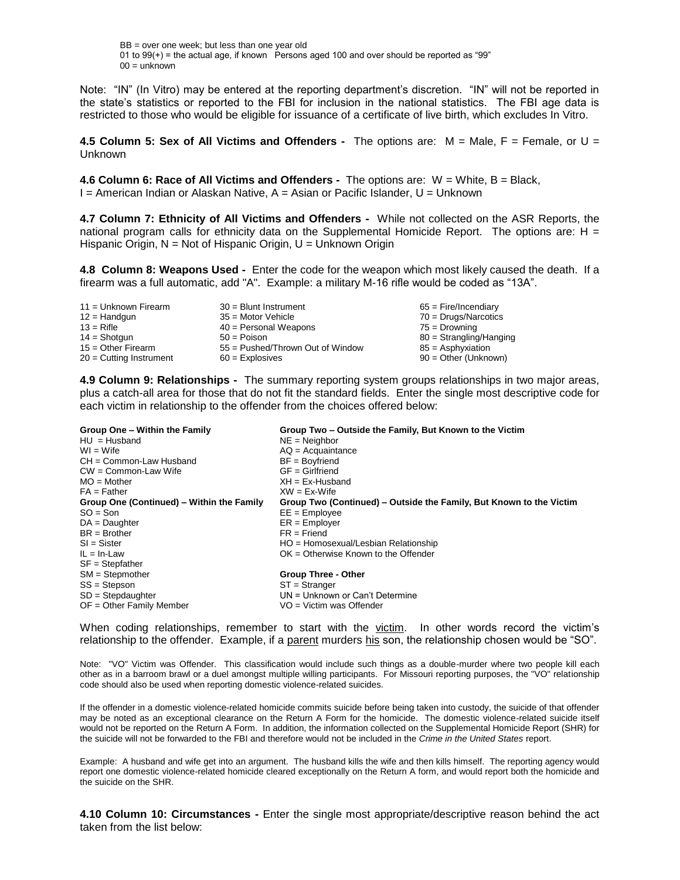BB = over one week; but less than one year old
01 to 99(+) = the actual age, if known   Persons aged 100 and over should be reported as "99"
00 = unknown

Note: "IN" (In Vitro) may be entered at the reporting department's discretion. "IN" will not be reported in the state's statistics or reported to the FBI for inclusion in the national statistics. The FBI age data is restricted to those who would be eligible for issuance of a certificate of live birth, which excludes In Vitro.

**4.5 Column 5: Sex of All Victims and Offenders -** The options are: M = Male, F = Female, or U = Unknown

**4.6 Column 6: Race of All Victims and Offenders -** The options are: W = White, B = Black, I = American Indian or Alaskan Native, A = Asian or Pacific Islander, U = Unknown

**4.7 Column 7: Ethnicity of All Victims and Offenders -** While not collected on the ASR Reports, the national program calls for ethnicity data on the Supplemental Homicide Report. The options are: H = Hispanic Origin, N = Not of Hispanic Origin, U = Unknown Origin

**4.8 Column 8: Weapons Used -** Enter the code for the weapon which most likely caused the death. If a firearm was a full automatic, add "A". Example: a military M-16 rifle would be coded as "13A".

| | | |
|---|---|---|
| 11 = Unknown Firearm | 30 = Blunt Instrument | 65 = Fire/Incendiary |
| 12 = Handgun | 35 = Motor Vehicle | 70 = Drugs/Narcotics |
| 13 = Rifle | 40 = Personal Weapons | 75 = Drowning |
| 14 = Shotgun | 50 = Poison | 80 = Strangling/Hanging |
| 15 = Other Firearm | 55 = Pushed/Thrown Out of Window | 85 = Asphyxiation |
| 20 = Cutting Instrument | 60 = Explosives | 90 = Other (Unknown) |

**4.9 Column 9: Relationships -** The summary reporting system groups relationships in two major areas, plus a catch-all area for those that do not fit the standard fields. Enter the single most descriptive code for each victim in relationship to the offender from the choices offered below:

| **Group One – Within the Family** | **Group Two – Outside the Family, But Known to the Victim** |
|---|---|
| HU = Husband | NE = Neighbor |
| WI = Wife | AQ = Acquaintance |
| CH = Common-Law Husband | BF = Boyfriend |
| CW = Common-Law Wife | GF = Girlfriend |
| MO = Mother | XH = Ex-Husband |
| FA = Father | XW = Ex-Wife |
| **Group One (Continued) – Within the Family** | **Group Two (Continued) – Outside the Family, But Known to the Victim** |
| SO = Son | EE = Employee |
| DA = Daughter | ER = Employer |
| BR = Brother | FR = Friend |
| SI = Sister | HO = Homosexual/Lesbian Relationship |
| IL = In-Law | OK = Otherwise Known to the Offender |
| SF = Stepfather | |
| SM = Stepmother | **Group Three - Other** |
| SS = Stepson | ST = Stranger |
| SD = Stepdaughter | UN = Unknown or Can't Determine |
| OF = Other Family Member | VO = Victim was Offender |

When coding relationships, remember to start with the victim. In other words record the victim's relationship to the offender. Example, if a parent murders his son, the relationship chosen would be "SO".

Note: "VO" Victim was Offender. This classification would include such things as a double-murder where two people kill each other as in a barroom brawl or a duel amongst multiple willing participants. For Missouri reporting purposes, the "VO" relationship code should also be used when reporting domestic violence-related suicides.

If the offender in a domestic violence-related homicide commits suicide before being taken into custody, the suicide of that offender may be noted as an exceptional clearance on the Return A Form for the homicide. The domestic violence-related suicide itself would not be reported on the Return A Form. In addition, the information collected on the Supplemental Homicide Report (SHR) for the suicide will not be forwarded to the FBI and therefore would not be included in the *Crime in the United States* report.

Example: A husband and wife get into an argument. The husband kills the wife and then kills himself. The reporting agency would report one domestic violence-related homicide cleared exceptionally on the Return A form, and would report both the homicide and the suicide on the SHR.

**4.10 Column 10: Circumstances -** Enter the single most appropriate/descriptive reason behind the act taken from the list below: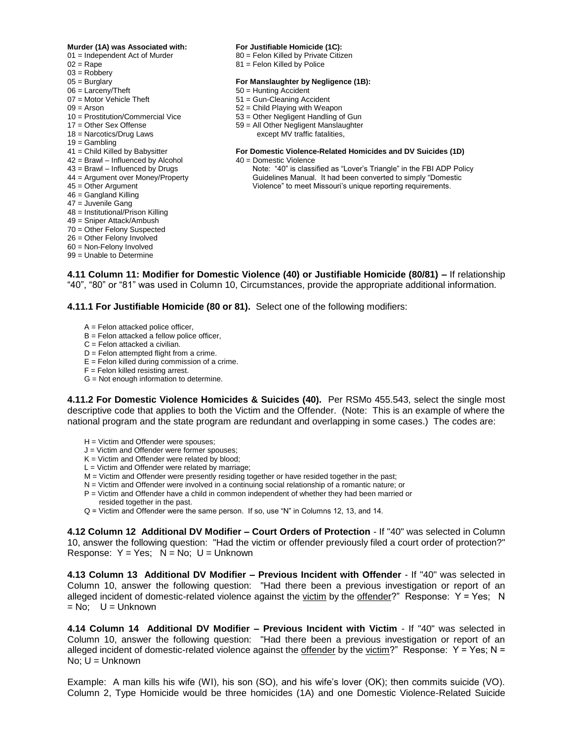**Murder (1A) was Associated with:**

01 = Independent Act of Murder
02 = Rape
03 = Robbery
05 = Burglary
06 = Larceny/Theft
07 = Motor Vehicle Theft
09 = Arson
10 = Prostitution/Commercial Vice
17 = Other Sex Offense
18 = Narcotics/Drug Laws
19 = Gambling
41 = Child Killed by Babysitter
42 = Brawl – Influenced by Alcohol
43 = Brawl – Influenced by Drugs
44 = Argument over Money/Property
45 = Other Argument
46 = Gangland Killing
47 = Juvenile Gang
48 = Institutional/Prison Killing
49 = Sniper Attack/Ambush
70 = Other Felony Suspected
26 = Other Felony Involved
60 = Non-Felony Involved
99 = Unable to Determine

**For Justifiable Homicide (1C):**

80 = Felon Killed by Private Citizen
81 = Felon Killed by Police

**For Manslaughter by Negligence (1B):**

50 = Hunting Accident
51 = Gun-Cleaning Accident
52 = Child Playing with Weapon
53 = Other Negligent Handling of Gun
59 = All Other Negligent Manslaughter except MV traffic fatalities,

**For Domestic Violence-Related Homicides and DV Suicides (1D)**

40 = Domestic Violence
Note: "40" is classified as "Lover's Triangle" in the FBI ADP Policy Guidelines Manual. It had been converted to simply "Domestic Violence" to meet Missouri's unique reporting requirements.

**4.11 Column 11: Modifier for Domestic Violence (40) or Justifiable Homicide (80/81) –** If relationship "40", "80" or "81" was used in Column 10, Circumstances, provide the appropriate additional information.

**4.11.1 For Justifiable Homicide (80 or 81).** Select one of the following modifiers:

A = Felon attacked police officer,
B = Felon attacked a fellow police officer,
C = Felon attacked a civilian.
D = Felon attempted flight from a crime.
E = Felon killed during commission of a crime.
F = Felon killed resisting arrest.
G = Not enough information to determine.

**4.11.2 For Domestic Violence Homicides & Suicides (40).** Per RSMo 455.543, select the single most descriptive code that applies to both the Victim and the Offender. (Note: This is an example of where the national program and the state program are redundant and overlapping in some cases.) The codes are:

H = Victim and Offender were spouses;
J = Victim and Offender were former spouses;
K = Victim and Offender were related by blood;
L = Victim and Offender were related by marriage;
M = Victim and Offender were presently residing together or have resided together in the past;
N = Victim and Offender were involved in a continuing social relationship of a romantic nature; or
P = Victim and Offender have a child in common independent of whether they had been married or resided together in the past.
Q = Victim and Offender were the same person. If so, use "N" in Columns 12, 13, and 14.

**4.12 Column 12 Additional DV Modifier – Court Orders of Protection** - If "40" was selected in Column 10, answer the following question: "Had the victim or offender previously filed a court order of protection?" Response: Y = Yes; N = No; U = Unknown

**4.13 Column 13 Additional DV Modifier – Previous Incident with Offender** - If "40" was selected in Column 10, answer the following question: "Had there been a previous investigation or report of an alleged incident of domestic-related violence against the victim by the offender?" Response: Y = Yes; N = No; U = Unknown

**4.14 Column 14 Additional DV Modifier – Previous Incident with Victim** - If "40" was selected in Column 10, answer the following question: "Had there been a previous investigation or report of an alleged incident of domestic-related violence against the offender by the victim?" Response: Y = Yes; N = No; U = Unknown

Example: A man kills his wife (WI), his son (SO), and his wife's lover (OK); then commits suicide (VO). Column 2, Type Homicide would be three homicides (1A) and one Domestic Violence-Related Suicide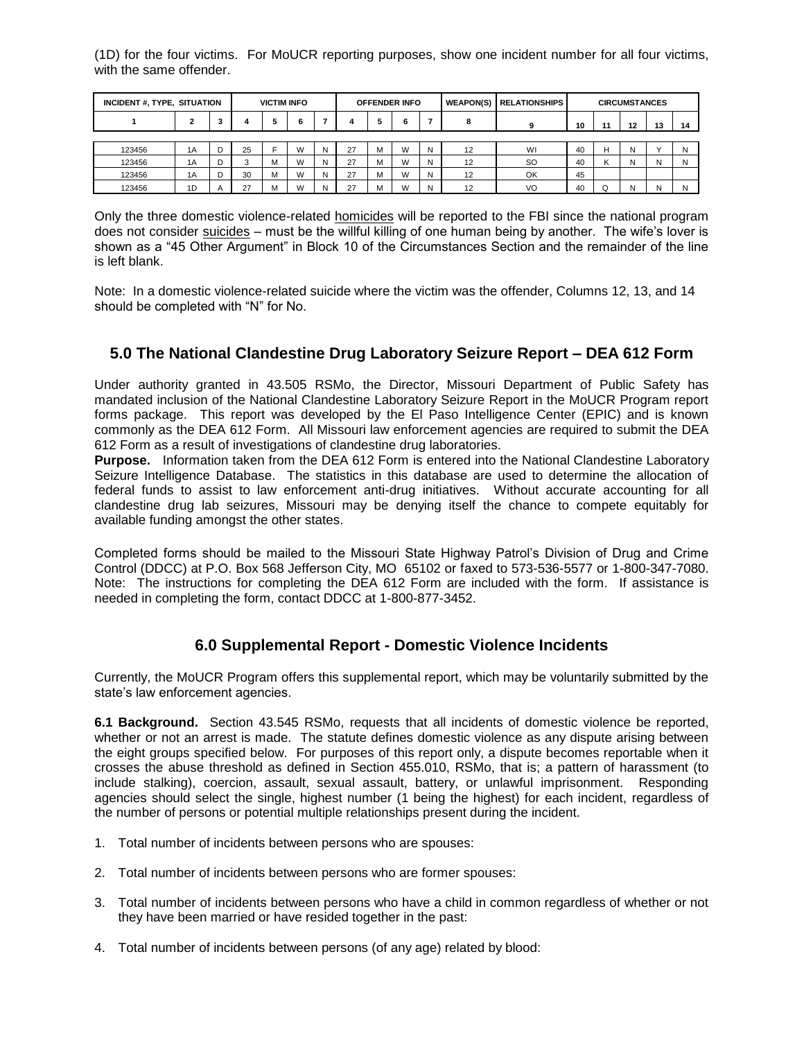(1D) for the four victims. For MoUCR reporting purposes, show one incident number for all four victims, with the same offender.

| INCIDENT #, TYPE, SITUATION | | | VICTIM INFO | | | | OFFENDER INFO | | | | WEAPON(S) | RELATIONSHIPS | CIRCUMSTANCES | | | | |
|---|---|---|---|---|---|---|---|---|---|---|---|---|---|---|---|---|---|
| 1 | 2 | 3 | 4 | 5 | 6 | 7 | 4 | 5 | 6 | 7 | 8 | 9 | 10 | 11 | 12 | 13 | 14 |
| 123456 | 1A | D | 25 | F | W | N | 27 | M | W | N | 12 | WI | 40 | H | N | Y | N |
| 123456 | 1A | D | 3 | M | W | N | 27 | M | W | N | 12 | SO | 40 | K | N | N | N |
| 123456 | 1A | D | 30 | M | W | N | 27 | M | W | N | 12 | OK | 45 | | | | |
| 123456 | 1D | A | 27 | M | W | N | 27 | M | W | N | 12 | VO | 40 | Q | N | N | N |

Only the three domestic violence-related homicides will be reported to the FBI since the national program does not consider suicides – must be the willful killing of one human being by another. The wife's lover is shown as a "45 Other Argument" in Block 10 of the Circumstances Section and the remainder of the line is left blank.

Note: In a domestic violence-related suicide where the victim was the offender, Columns 12, 13, and 14 should be completed with "N" for No.

## 5.0 The National Clandestine Drug Laboratory Seizure Report – DEA 612 Form

Under authority granted in 43.505 RSMo, the Director, Missouri Department of Public Safety has mandated inclusion of the National Clandestine Laboratory Seizure Report in the MoUCR Program report forms package. This report was developed by the El Paso Intelligence Center (EPIC) and is known commonly as the DEA 612 Form. All Missouri law enforcement agencies are required to submit the DEA 612 Form as a result of investigations of clandestine drug laboratories.

**Purpose.** Information taken from the DEA 612 Form is entered into the National Clandestine Laboratory Seizure Intelligence Database. The statistics in this database are used to determine the allocation of federal funds to assist to law enforcement anti-drug initiatives. Without accurate accounting for all clandestine drug lab seizures, Missouri may be denying itself the chance to compete equitably for available funding amongst the other states.

Completed forms should be mailed to the Missouri State Highway Patrol's Division of Drug and Crime Control (DDCC) at P.O. Box 568 Jefferson City, MO 65102 or faxed to 573-536-5577 or 1-800-347-7080. Note: The instructions for completing the DEA 612 Form are included with the form. If assistance is needed in completing the form, contact DDCC at 1-800-877-3452.

## 6.0 Supplemental Report - Domestic Violence Incidents

Currently, the MoUCR Program offers this supplemental report, which may be voluntarily submitted by the state's law enforcement agencies.

**6.1 Background.** Section 43.545 RSMo, requests that all incidents of domestic violence be reported, whether or not an arrest is made. The statute defines domestic violence as any dispute arising between the eight groups specified below. For purposes of this report only, a dispute becomes reportable when it crosses the abuse threshold as defined in Section 455.010, RSMo, that is; a pattern of harassment (to include stalking), coercion, assault, sexual assault, battery, or unlawful imprisonment. Responding agencies should select the single, highest number (1 being the highest) for each incident, regardless of the number of persons or potential multiple relationships present during the incident.

1. Total number of incidents between persons who are spouses:
2. Total number of incidents between persons who are former spouses:
3. Total number of incidents between persons who have a child in common regardless of whether or not they have been married or have resided together in the past:
4. Total number of incidents between persons (of any age) related by blood: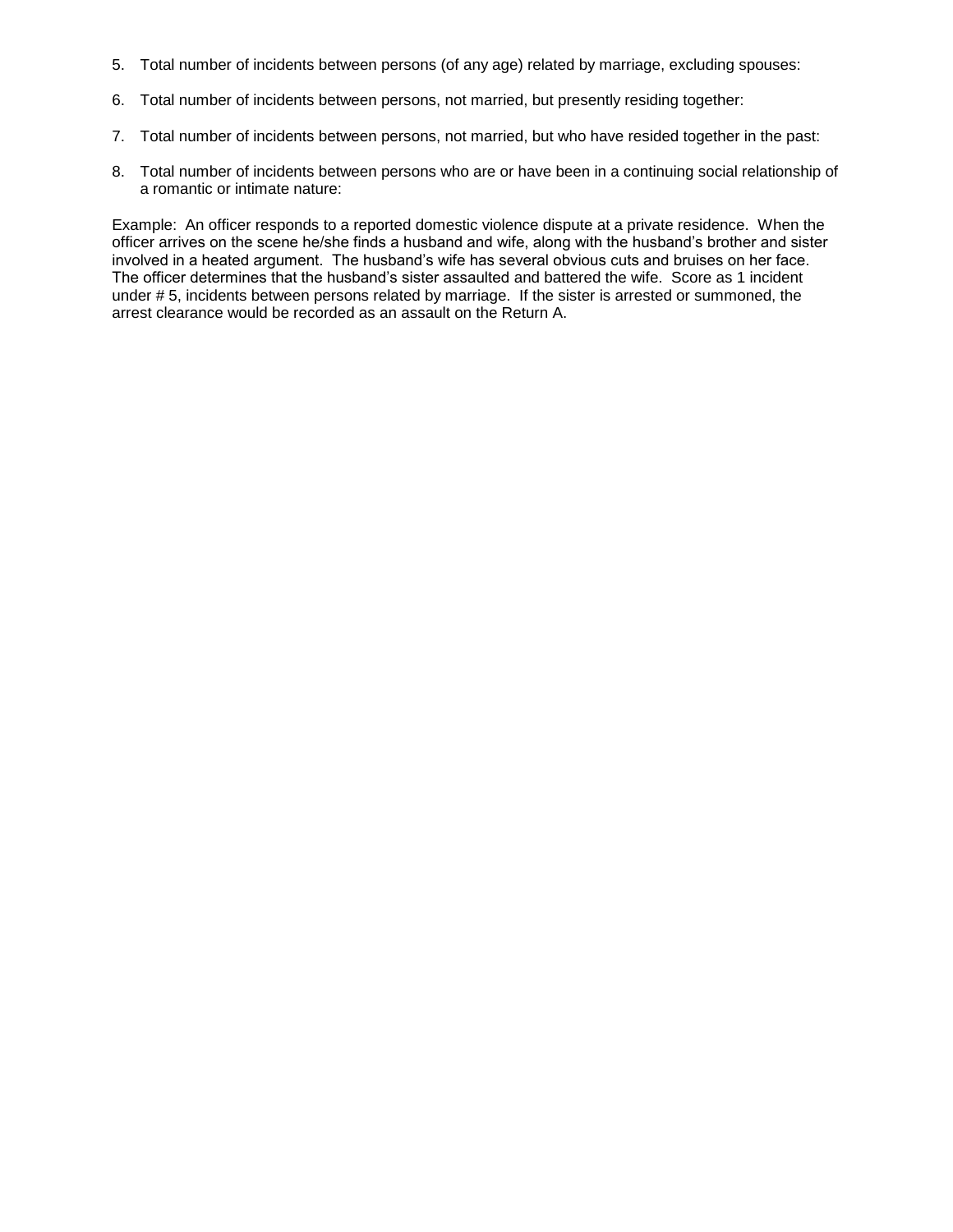5. Total number of incidents between persons (of any age) related by marriage, excluding spouses:

6. Total number of incidents between persons, not married, but presently residing together:

7. Total number of incidents between persons, not married, but who have resided together in the past:

8. Total number of incidents between persons who are or have been in a continuing social relationship of a romantic or intimate nature:

Example: An officer responds to a reported domestic violence dispute at a private residence. When the officer arrives on the scene he/she finds a husband and wife, along with the husband's brother and sister involved in a heated argument. The husband's wife has several obvious cuts and bruises on her face. The officer determines that the husband's sister assaulted and battered the wife. Score as 1 incident under # 5, incidents between persons related by marriage. If the sister is arrested or summoned, the arrest clearance would be recorded as an assault on the Return A.